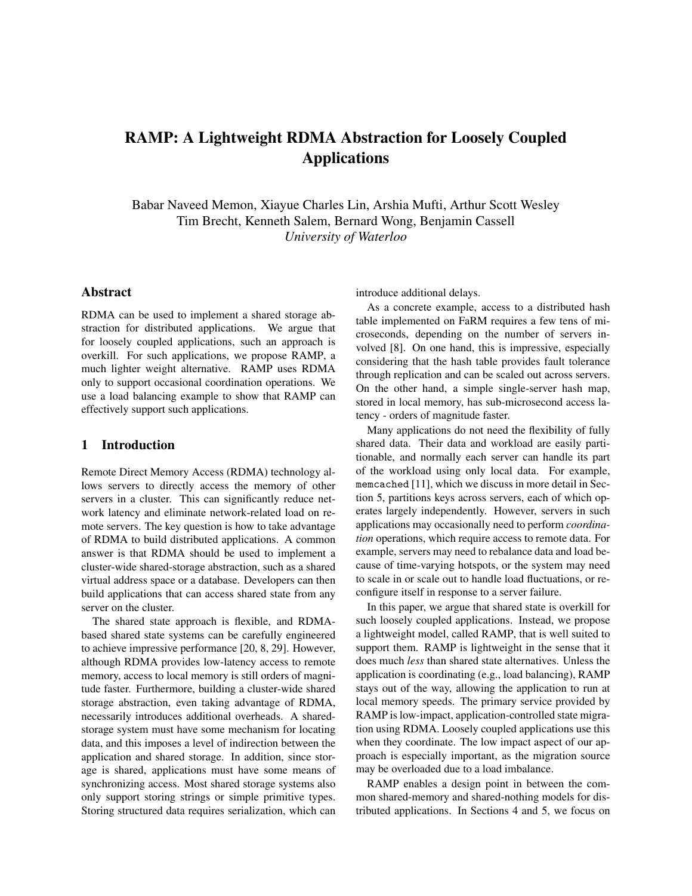# RAMP: A Lightweight RDMA Abstraction for Loosely Coupled Applications

Babar Naveed Memon, Xiayue Charles Lin, Arshia Mufti, Arthur Scott Wesley
Tim Brecht, Kenneth Salem, Bernard Wong, Benjamin Cassell
*University of Waterloo*

## Abstract

RDMA can be used to implement a shared storage abstraction for distributed applications. We argue that for loosely coupled applications, such an approach is overkill. For such applications, we propose RAMP, a much lighter weight alternative. RAMP uses RDMA only to support occasional coordination operations. We use a load balancing example to show that RAMP can effectively support such applications.

## 1 Introduction

Remote Direct Memory Access (RDMA) technology allows servers to directly access the memory of other servers in a cluster. This can significantly reduce network latency and eliminate network-related load on remote servers. The key question is how to take advantage of RDMA to build distributed applications. A common answer is that RDMA should be used to implement a cluster-wide shared-storage abstraction, such as a shared virtual address space or a database. Developers can then build applications that can access shared state from any server on the cluster.

The shared state approach is flexible, and RDMA-based shared state systems can be carefully engineered to achieve impressive performance [20, 8, 29]. However, although RDMA provides low-latency access to remote memory, access to local memory is still orders of magnitude faster. Furthermore, building a cluster-wide shared storage abstraction, even taking advantage of RDMA, necessarily introduces additional overheads. A shared-storage system must have some mechanism for locating data, and this imposes a level of indirection between the application and shared storage. In addition, since storage is shared, applications must have some means of synchronizing access. Most shared storage systems also only support storing strings or simple primitive types. Storing structured data requires serialization, which can introduce additional delays.

As a concrete example, access to a distributed hash table implemented on FaRM requires a few tens of microseconds, depending on the number of servers involved [8]. On one hand, this is impressive, especially considering that the hash table provides fault tolerance through replication and can be scaled out across servers. On the other hand, a simple single-server hash map, stored in local memory, has sub-microsecond access latency - orders of magnitude faster.

Many applications do not need the flexibility of fully shared data. Their data and workload are easily partitionable, and normally each server can handle its part of the workload using only local data. For example, `memcached` [11], which we discuss in more detail in Section 5, partitions keys across servers, each of which operates largely independently. However, servers in such applications may occasionally need to perform *coordination* operations, which require access to remote data. For example, servers may need to rebalance data and load because of time-varying hotspots, or the system may need to scale in or scale out to handle load fluctuations, or reconfigure itself in response to a server failure.

In this paper, we argue that shared state is overkill for such loosely coupled applications. Instead, we propose a lightweight model, called RAMP, that is well suited to support them. RAMP is lightweight in the sense that it does much *less* than shared state alternatives. Unless the application is coordinating (e.g., load balancing), RAMP stays out of the way, allowing the application to run at local memory speeds. The primary service provided by RAMP is low-impact, application-controlled state migration using RDMA. Loosely coupled applications use this when they coordinate. The low impact aspect of our approach is especially important, as the migration source may be overloaded due to a load imbalance.

RAMP enables a design point in between the common shared-memory and shared-nothing models for distributed applications. In Sections 4 and 5, we focus on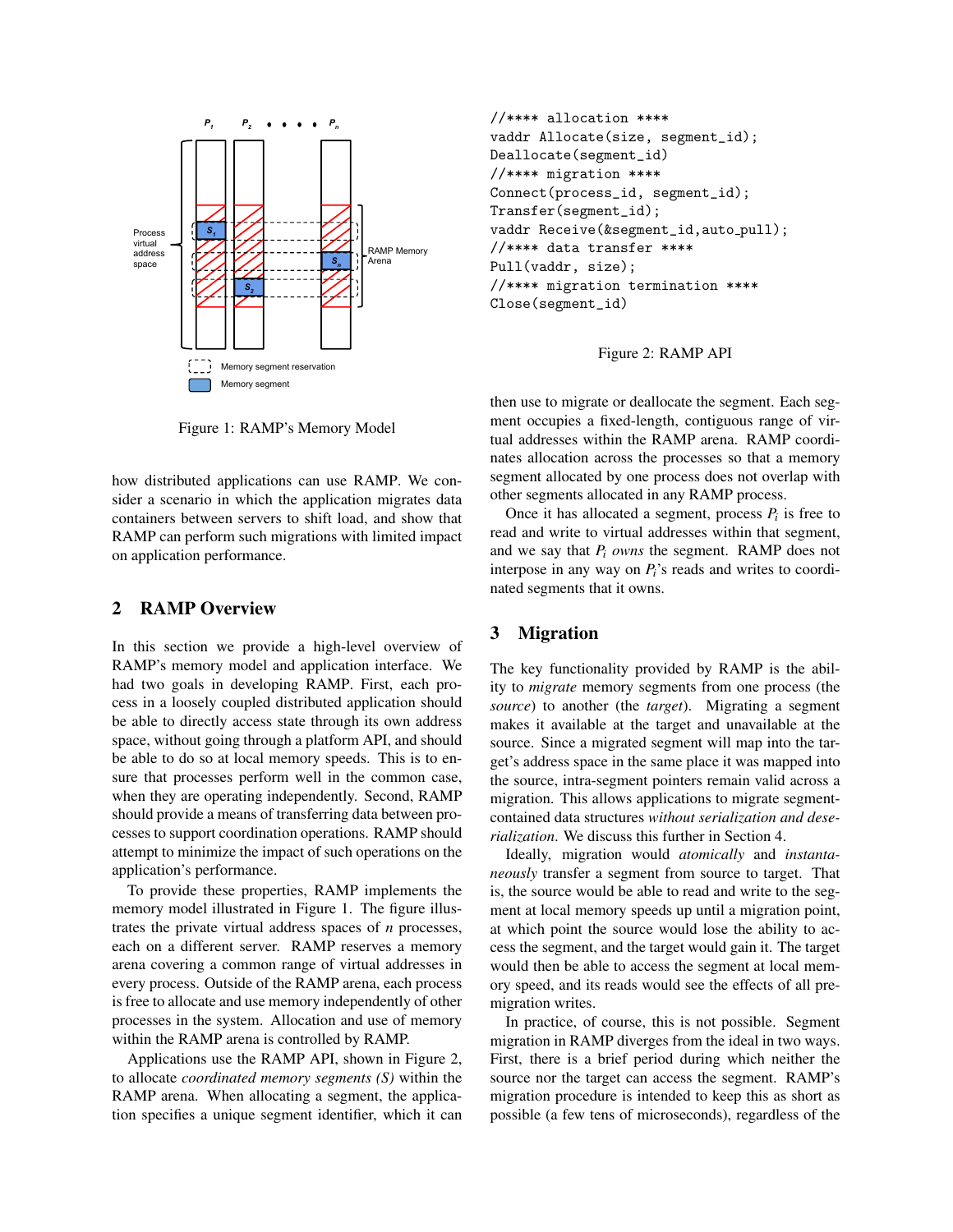Figure 1: RAMP's Memory Model

how distributed applications can use RAMP. We consider a scenario in which the application migrates data containers between servers to shift load, and show that RAMP can perform such migrations with limited impact on application performance.

## 2 RAMP Overview

In this section we provide a high-level overview of RAMP's memory model and application interface. We had two goals in developing RAMP. First, each process in a loosely coupled distributed application should be able to directly access state through its own address space, without going through a platform API, and should be able to do so at local memory speeds. This is to ensure that processes perform well in the common case, when they are operating independently. Second, RAMP should provide a means of transferring data between processes to support coordination operations. RAMP should attempt to minimize the impact of such operations on the application's performance.

To provide these properties, RAMP implements the memory model illustrated in Figure 1. The figure illustrates the private virtual address spaces of $n$ processes, each on a different server. RAMP reserves a memory arena covering a common range of virtual addresses in every process. Outside of the RAMP arena, each process is free to allocate and use memory independently of other processes in the system. Allocation and use of memory within the RAMP arena is controlled by RAMP.

Applications use the RAMP API, shown in Figure 2, to allocate *coordinated memory segments (S)* within the RAMP arena. When allocating a segment, the application specifies a unique segment identifier, which it can

```
//**** allocation ****
vaddr Allocate(size, segment_id);
Deallocate(segment_id)
//**** migration ****
Connect(process_id, segment_id);
Transfer(segment_id);
vaddr Receive(&segment_id,auto_pull);
//**** data transfer ****
Pull(vaddr, size);
//**** migration termination ****
Close(segment_id)
```

Figure 2: RAMP API

then use to migrate or deallocate the segment. Each segment occupies a fixed-length, contiguous range of virtual addresses within the RAMP arena. RAMP coordinates allocation across the processes so that a memory segment allocated by one process does not overlap with other segments allocated in any RAMP process.

Once it has allocated a segment, process $P_i$ is free to read and write to virtual addresses within that segment, and we say that $P_i$ *owns* the segment. RAMP does not interpose in any way on $P_i$'s reads and writes to coordinated segments that it owns.

## 3 Migration

The key functionality provided by RAMP is the ability to *migrate* memory segments from one process (the *source*) to another (the *target*). Migrating a segment makes it available at the target and unavailable at the source. Since a migrated segment will map into the target's address space in the same place it was mapped into the source, intra-segment pointers remain valid across a migration. This allows applications to migrate segment-contained data structures *without serialization and deserialization*. We discuss this further in Section 4.

Ideally, migration would *atomically* and *instantaneously* transfer a segment from source to target. That is, the source would be able to read and write to the segment at local memory speeds up until a migration point, at which point the source would lose the ability to access the segment, and the target would gain it. The target would then be able to access the segment at local memory speed, and its reads would see the effects of all pre-migration writes.

In practice, of course, this is not possible. Segment migration in RAMP diverges from the ideal in two ways. First, there is a brief period during which neither the source nor the target can access the segment. RAMP's migration procedure is intended to keep this as short as possible (a few tens of microseconds), regardless of the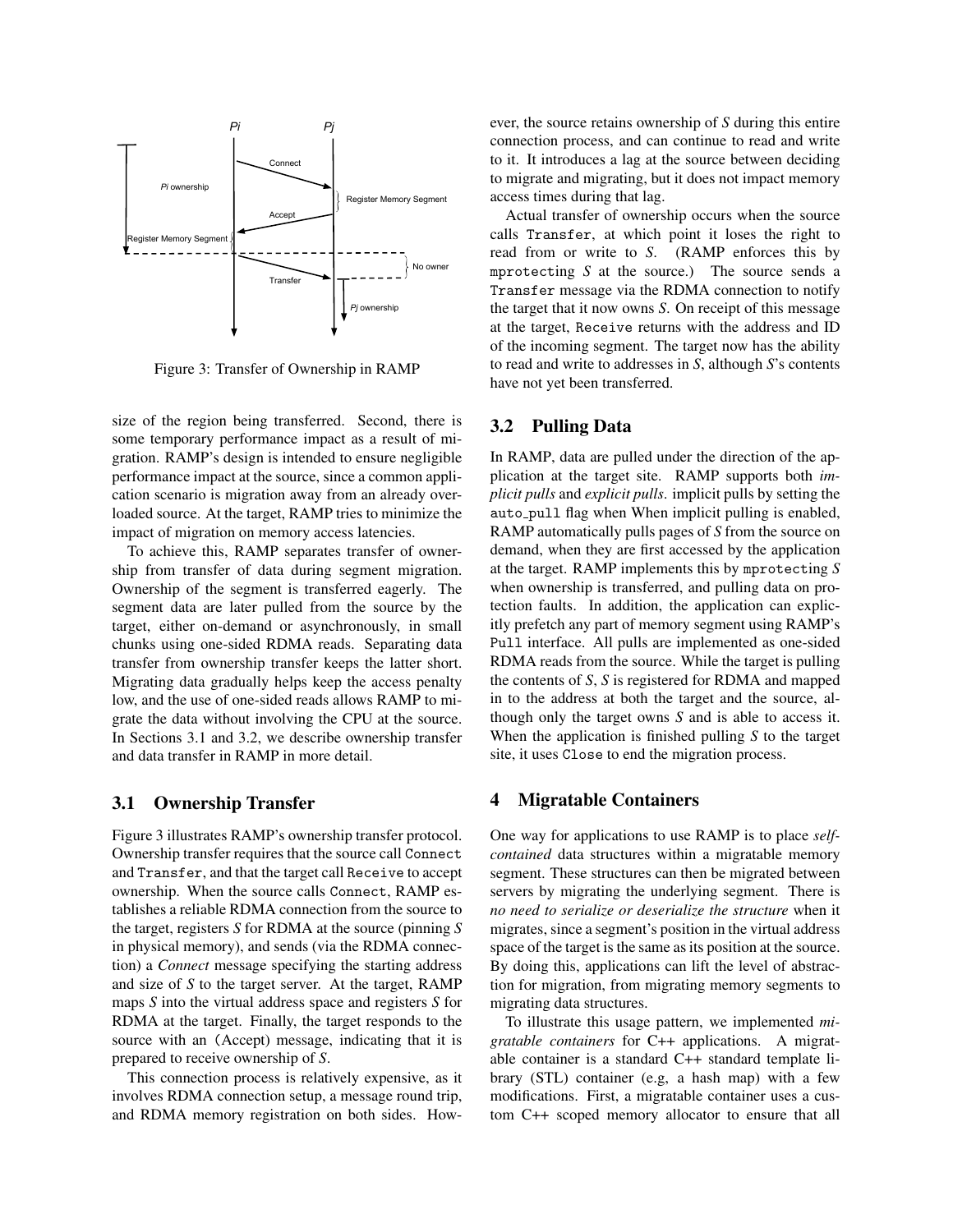Figure 3: Transfer of Ownership in RAMP

size of the region being transferred. Second, there is some temporary performance impact as a result of migration. RAMP's design is intended to ensure negligible performance impact at the source, since a common application scenario is migration away from an already overloaded source. At the target, RAMP tries to minimize the impact of migration on memory access latencies.

To achieve this, RAMP separates transfer of ownership from transfer of data during segment migration. Ownership of the segment is transferred eagerly. The segment data are later pulled from the source by the target, either on-demand or asynchronously, in small chunks using one-sided RDMA reads. Separating data transfer from ownership transfer keeps the latter short. Migrating data gradually helps keep the access penalty low, and the use of one-sided reads allows RAMP to migrate the data without involving the CPU at the source. In Sections 3.1 and 3.2, we describe ownership transfer and data transfer in RAMP in more detail.

## 3.1 Ownership Transfer

Figure 3 illustrates RAMP's ownership transfer protocol. Ownership transfer requires that the source call `Connect` and `Transfer`, and that the target call `Receive` to accept ownership. When the source calls `Connect`, RAMP establishes a reliable RDMA connection from the source to the target, registers *S* for RDMA at the source (pinning *S* in physical memory), and sends (via the RDMA connection) a *Connect* message specifying the starting address and size of *S* to the target server. At the target, RAMP maps *S* into the virtual address space and registers *S* for RDMA at the target. Finally, the target responds to the source with an (Accept) message, indicating that it is prepared to receive ownership of *S*.

This connection process is relatively expensive, as it involves RDMA connection setup, a message round trip, and RDMA memory registration on both sides. However, the source retains ownership of *S* during this entire connection process, and can continue to read and write to it. It introduces a lag at the source between deciding to migrate and migrating, but it does not impact memory access times during that lag.

Actual transfer of ownership occurs when the source calls `Transfer`, at which point it loses the right to read from or write to *S*. (RAMP enforces this by `mprotecting` *S* at the source.) The source sends a `Transfer` message via the RDMA connection to notify the target that it now owns *S*. On receipt of this message at the target, `Receive` returns with the address and ID of the incoming segment. The target now has the ability to read and write to addresses in *S*, although *S*'s contents have not yet been transferred.

## 3.2 Pulling Data

In RAMP, data are pulled under the direction of the application at the target site. RAMP supports both *implicit pulls* and *explicit pulls*. implicit pulls by setting the `auto_pull` flag when When implicit pulling is enabled, RAMP automatically pulls pages of *S* from the source on demand, when they are first accessed by the application at the target. RAMP implements this by `mprotecting` *S* when ownership is transferred, and pulling data on protection faults. In addition, the application can explicitly prefetch any part of memory segment using RAMP's `Pull` interface. All pulls are implemented as one-sided RDMA reads from the source. While the target is pulling the contents of *S*, *S* is registered for RDMA and mapped in to the address at both the target and the source, although only the target owns *S* and is able to access it. When the application is finished pulling *S* to the target site, it uses `Close` to end the migration process.

# 4 Migratable Containers

One way for applications to use RAMP is to place *self-contained* data structures within a migratable memory segment. These structures can then be migrated between servers by migrating the underlying segment. There is *no need to serialize or deserialize the structure* when it migrates, since a segment's position in the virtual address space of the target is the same as its position at the source. By doing this, applications can lift the level of abstraction for migration, from migrating memory segments to migrating data structures.

To illustrate this usage pattern, we implemented *migratable containers* for C++ applications. A migratable container is a standard C++ standard template library (STL) container (e.g, a hash map) with a few modifications. First, a migratable container uses a custom C++ scoped memory allocator to ensure that all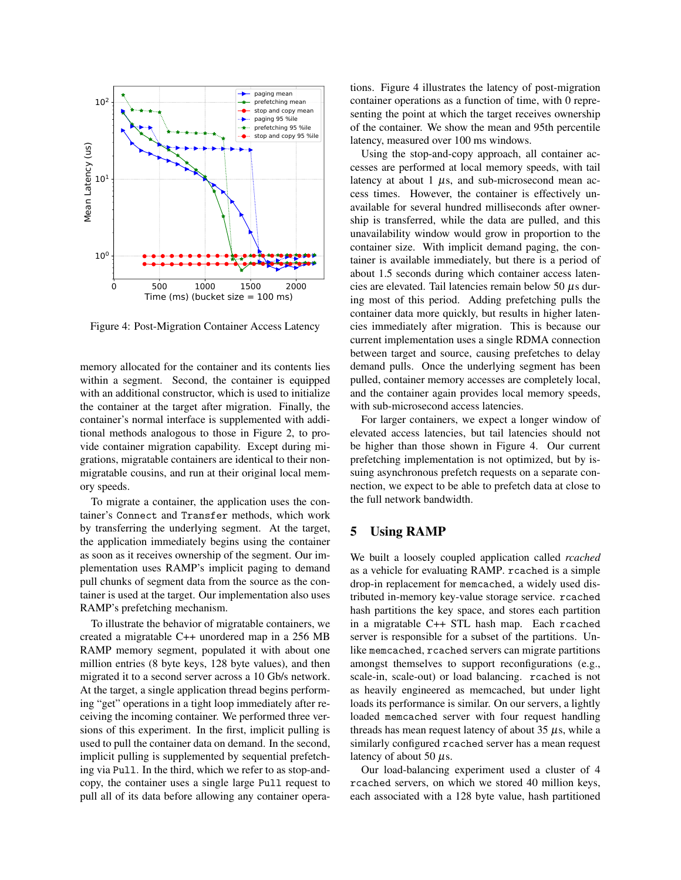Figure 4: Post-Migration Container Access Latency

memory allocated for the container and its contents lies within a segment. Second, the container is equipped with an additional constructor, which is used to initialize the container at the target after migration. Finally, the container's normal interface is supplemented with additional methods analogous to those in Figure 2, to provide container migration capability. Except during migrations, migratable containers are identical to their non-migratable cousins, and run at their original local memory speeds.

To migrate a container, the application uses the container's `Connect` and `Transfer` methods, which work by transferring the underlying segment. At the target, the application immediately begins using the container as soon as it receives ownership of the segment. Our implementation uses RAMP's implicit paging to demand pull chunks of segment data from the source as the container is used at the target. Our implementation also uses RAMP's prefetching mechanism.

To illustrate the behavior of migratable containers, we created a migratable C++ unordered map in a 256 MB RAMP memory segment, populated it with about one million entries (8 byte keys, 128 byte values), and then migrated it to a second server across a 10 Gb/s network. At the target, a single application thread begins performing "get" operations in a tight loop immediately after receiving the incoming container. We performed three versions of this experiment. In the first, implicit pulling is used to pull the container data on demand. In the second, implicit pulling is supplemented by sequential prefetching via `Pull`. In the third, which we refer to as stop-and-copy, the container uses a single large `Pull` request to pull all of its data before allowing any container operations. Figure 4 illustrates the latency of post-migration container operations as a function of time, with 0 representing the point at which the target receives ownership of the container. We show the mean and 95th percentile latency, measured over 100 ms windows.

Using the stop-and-copy approach, all container accesses are performed at local memory speeds, with tail latency at about 1 $\mu$s, and sub-microsecond mean access times. However, the container is effectively unavailable for several hundred milliseconds after ownership is transferred, while the data are pulled, and this unavailability window would grow in proportion to the container size. With implicit demand paging, the container is available immediately, but there is a period of about 1.5 seconds during which container access latencies are elevated. Tail latencies remain below 50 $\mu$s during most of this period. Adding prefetching pulls the container data more quickly, but results in higher latencies immediately after migration. This is because our current implementation uses a single RDMA connection between target and source, causing prefetches to delay demand pulls. Once the underlying segment has been pulled, container memory accesses are completely local, and the container again provides local memory speeds, with sub-microsecond access latencies.

For larger containers, we expect a longer window of elevated access latencies, but tail latencies should not be higher than those shown in Figure 4. Our current prefetching implementation is not optimized, but by issuing asynchronous prefetch requests on a separate connection, we expect to be able to prefetch data at close to the full network bandwidth.

## 5 Using RAMP

We built a loosely coupled application called *rcached* as a vehicle for evaluating RAMP. `rcached` is a simple drop-in replacement for `memcached`, a widely used distributed in-memory key-value storage service. `rcached` hash partitions the key space, and stores each partition in a migratable C++ STL hash map. Each `rcached` server is responsible for a subset of the partitions. Unlike `memcached`, `rcached` servers can migrate partitions amongst themselves to support reconfigurations (e.g., scale-in, scale-out) or load balancing. `rcached` is not as heavily engineered as memcached, but under light loads its performance is similar. On our servers, a lightly loaded `memcached` server with four request handling threads has mean request latency of about 35 $\mu$s, while a similarly configured `rcached` server has a mean request latency of about 50 $\mu$s.

Our load-balancing experiment used a cluster of 4 `rcached` servers, on which we stored 40 million keys, each associated with a 128 byte value, hash partitioned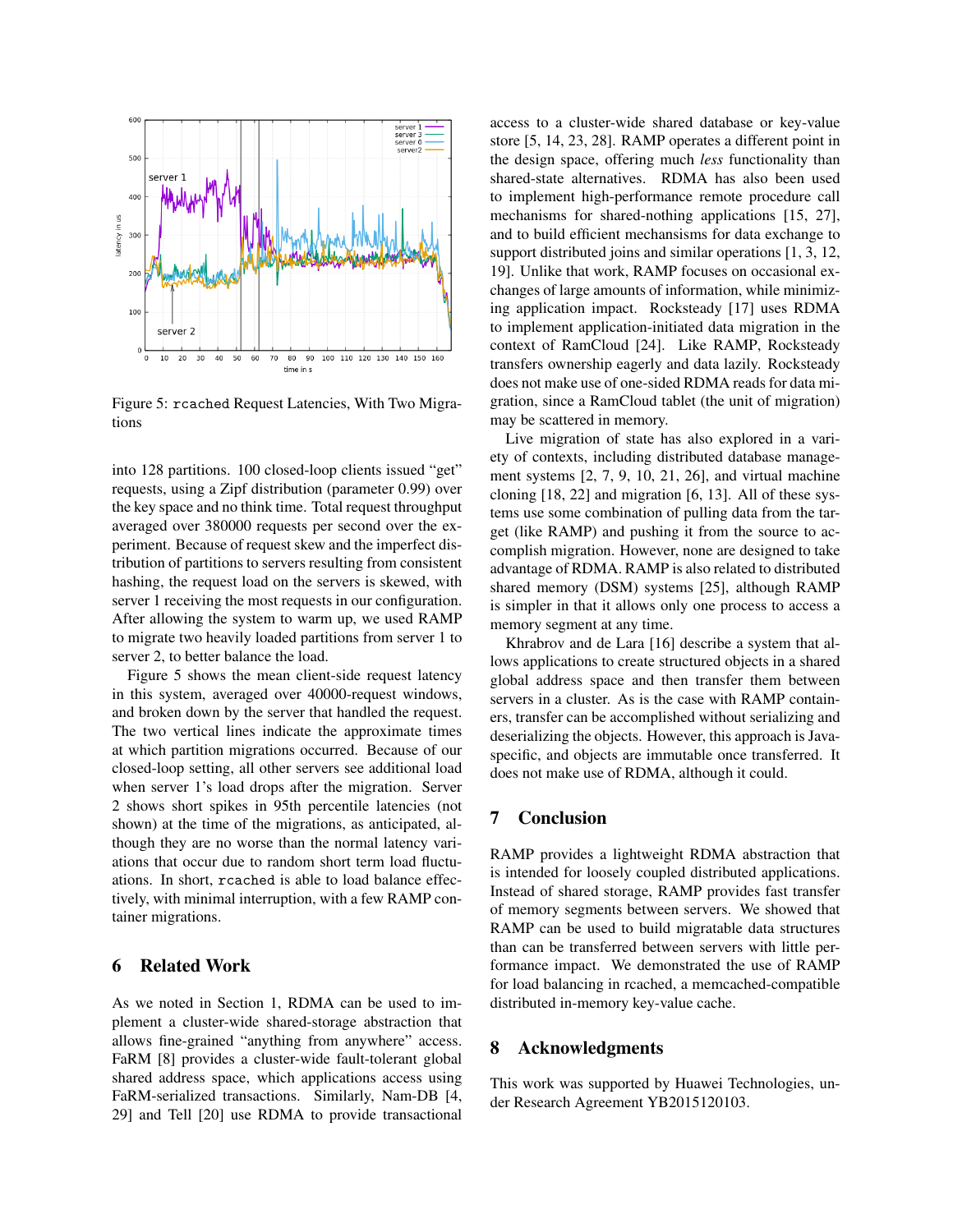Figure 5: `rcached` Request Latencies, With Two Migrations

into 128 partitions. 100 closed-loop clients issued "get" requests, using a Zipf distribution (parameter 0.99) over the key space and no think time. Total request throughput averaged over 380000 requests per second over the experiment. Because of request skew and the imperfect distribution of partitions to servers resulting from consistent hashing, the request load on the servers is skewed, with server 1 receiving the most requests in our configuration. After allowing the system to warm up, we used RAMP to migrate two heavily loaded partitions from server 1 to server 2, to better balance the load.

Figure 5 shows the mean client-side request latency in this system, averaged over 40000-request windows, and broken down by the server that handled the request. The two vertical lines indicate the approximate times at which partition migrations occurred. Because of our closed-loop setting, all other servers see additional load when server 1's load drops after the migration. Server 2 shows short spikes in 95th percentile latencies (not shown) at the time of the migrations, as anticipated, although they are no worse than the normal latency variations that occur due to random short term load fluctuations. In short, `rcached` is able to load balance effectively, with minimal interruption, with a few RAMP container migrations.

## 6 Related Work

As we noted in Section 1, RDMA can be used to implement a cluster-wide shared-storage abstraction that allows fine-grained "anything from anywhere" access. FaRM [8] provides a cluster-wide fault-tolerant global shared address space, which applications access using FaRM-serialized transactions. Similarly, Nam-DB [4, 29] and Tell [20] use RDMA to provide transactional access to a cluster-wide shared database or key-value store [5, 14, 23, 28]. RAMP operates a different point in the design space, offering much *less* functionality than shared-state alternatives. RDMA has also been used to implement high-performance remote procedure call mechanisms for shared-nothing applications [15, 27], and to build efficient mechansisms for data exchange to support distributed joins and similar operations [1, 3, 12, 19]. Unlike that work, RAMP focuses on occasional exchanges of large amounts of information, while minimizing application impact. Rocksteady [17] uses RDMA to implement application-initiated data migration in the context of RamCloud [24]. Like RAMP, Rocksteady transfers ownership eagerly and data lazily. Rocksteady does not make use of one-sided RDMA reads for data migration, since a RamCloud tablet (the unit of migration) may be scattered in memory.

Live migration of state has also explored in a variety of contexts, including distributed database management systems [2, 7, 9, 10, 21, 26], and virtual machine cloning [18, 22] and migration [6, 13]. All of these systems use some combination of pulling data from the target (like RAMP) and pushing it from the source to accomplish migration. However, none are designed to take advantage of RDMA. RAMP is also related to distributed shared memory (DSM) systems [25], although RAMP is simpler in that it allows only one process to access a memory segment at any time.

Khrabrov and de Lara [16] describe a system that allows applications to create structured objects in a shared global address space and then transfer them between servers in a cluster. As is the case with RAMP containers, transfer can be accomplished without serializing and deserializing the objects. However, this approach is Java-specific, and objects are immutable once transferred. It does not make use of RDMA, although it could.

## 7 Conclusion

RAMP provides a lightweight RDMA abstraction that is intended for loosely coupled distributed applications. Instead of shared storage, RAMP provides fast transfer of memory segments between servers. We showed that RAMP can be used to build migratable data structures than can be transferred between servers with little performance impact. We demonstrated the use of RAMP for load balancing in rcached, a memcached-compatible distributed in-memory key-value cache.

## 8 Acknowledgments

This work was supported by Huawei Technologies, under Research Agreement YB2015120103.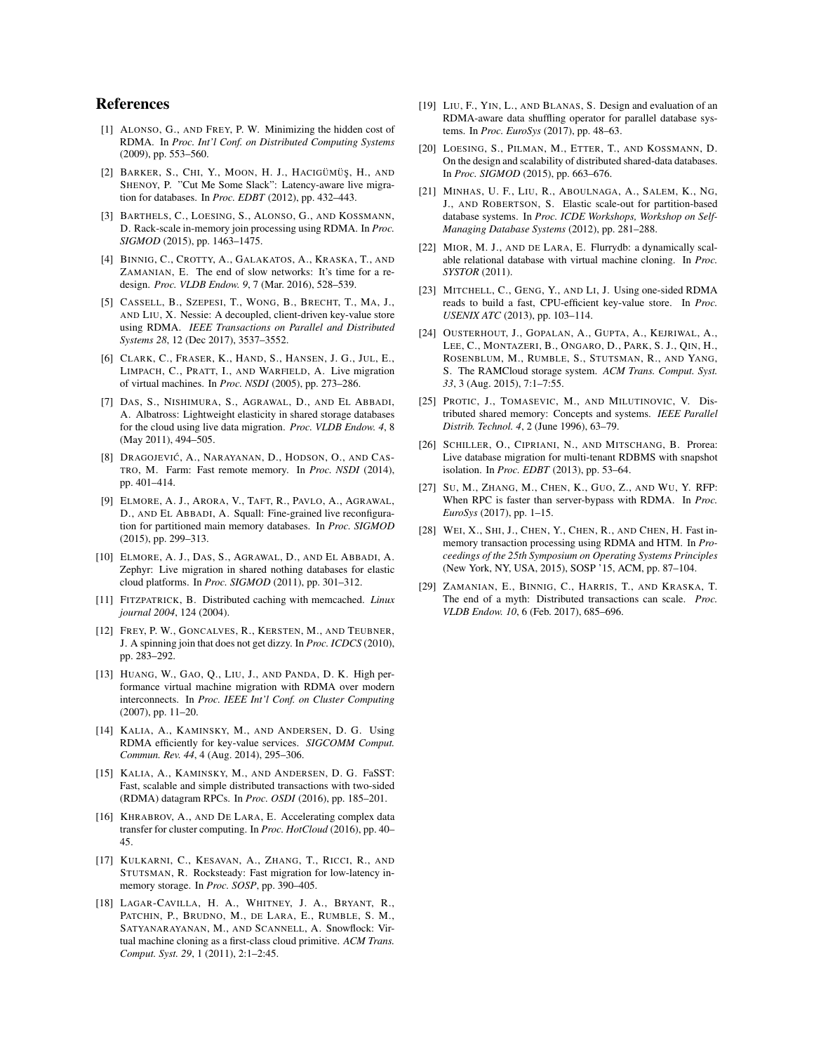# References

[1] Alonso, G., and Frey, P. W. Minimizing the hidden cost of RDMA. In *Proc. Int'l Conf. on Distributed Computing Systems* (2009), pp. 553–560.

[2] Barker, S., Chi, Y., Moon, H. J., Hacigümüş, H., and Shenoy, P. "Cut Me Some Slack": Latency-aware live migration for databases. In *Proc. EDBT* (2012), pp. 432–443.

[3] Barthels, C., Loesing, S., Alonso, G., and Kossmann, D. Rack-scale in-memory join processing using RDMA. In *Proc. SIGMOD* (2015), pp. 1463–1475.

[4] Binnig, C., Crotty, A., Galakatos, A., Kraska, T., and Zamanian, E. The end of slow networks: It's time for a redesign. *Proc. VLDB Endow. 9*, 7 (Mar. 2016), 528–539.

[5] Cassell, B., Szepesi, T., Wong, B., Brecht, T., Ma, J., and Liu, X. Nessie: A decoupled, client-driven key-value store using RDMA. *IEEE Transactions on Parallel and Distributed Systems 28*, 12 (Dec 2017), 3537–3552.

[6] Clark, C., Fraser, K., Hand, S., Hansen, J. G., Jul, E., Limpach, C., Pratt, I., and Warfield, A. Live migration of virtual machines. In *Proc. NSDI* (2005), pp. 273–286.

[7] Das, S., Nishimura, S., Agrawal, D., and El Abbadi, A. Albatross: Lightweight elasticity in shared storage databases for the cloud using live data migration. *Proc. VLDB Endow. 4*, 8 (May 2011), 494–505.

[8] Dragojević, A., Narayanan, D., Hodson, O., and Castro, M. Farm: Fast remote memory. In *Proc. NSDI* (2014), pp. 401–414.

[9] Elmore, A. J., Arora, V., Taft, R., Pavlo, A., Agrawal, D., and El Abbadi, A. Squall: Fine-grained live reconfiguration for partitioned main memory databases. In *Proc. SIGMOD* (2015), pp. 299–313.

[10] Elmore, A. J., Das, S., Agrawal, D., and El Abbadi, A. Zephyr: Live migration in shared nothing databases for elastic cloud platforms. In *Proc. SIGMOD* (2011), pp. 301–312.

[11] Fitzpatrick, B. Distributed caching with memcached. *Linux journal 2004*, 124 (2004).

[12] Frey, P. W., Goncalves, R., Kersten, M., and Teubner, J. A spinning join that does not get dizzy. In *Proc. ICDCS* (2010), pp. 283–292.

[13] Huang, W., Gao, Q., Liu, J., and Panda, D. K. High performance virtual machine migration with RDMA over modern interconnects. In *Proc. IEEE Int'l Conf. on Cluster Computing* (2007), pp. 11–20.

[14] Kalia, A., Kaminsky, M., and Andersen, D. G. Using RDMA efficiently for key-value services. *SIGCOMM Comput. Commun. Rev. 44*, 4 (Aug. 2014), 295–306.

[15] Kalia, A., Kaminsky, M., and Andersen, D. G. FaSST: Fast, scalable and simple distributed transactions with two-sided (RDMA) datagram RPCs. In *Proc. OSDI* (2016), pp. 185–201.

[16] Khrabrov, A., and De Lara, E. Accelerating complex data transfer for cluster computing. In *Proc. HotCloud* (2016), pp. 40–45.

[17] Kulkarni, C., Kesavan, A., Zhang, T., Ricci, R., and Stutsman, R. Rocksteady: Fast migration for low-latency in-memory storage. In *Proc. SOSP*, pp. 390–405.

[18] Lagar-Cavilla, H. A., Whitney, J. A., Bryant, R., Patchin, P., Brudno, M., de Lara, E., Rumble, S. M., Satyanarayanan, M., and Scannell, A. Snowflock: Virtual machine cloning as a first-class cloud primitive. *ACM Trans. Comput. Syst. 29*, 1 (2011), 2:1–2:45.

[19] Liu, F., Yin, L., and Blanas, S. Design and evaluation of an RDMA-aware data shuffling operator for parallel database systems. In *Proc. EuroSys* (2017), pp. 48–63.

[20] Loesing, S., Pilman, M., Etter, T., and Kossmann, D. On the design and scalability of distributed shared-data databases. In *Proc. SIGMOD* (2015), pp. 663–676.

[21] Minhas, U. F., Liu, R., Aboulnaga, A., Salem, K., Ng, J., and Robertson, S. Elastic scale-out for partition-based database systems. In *Proc. ICDE Workshops, Workshop on Self-Managing Database Systems* (2012), pp. 281–288.

[22] Mior, M. J., and de Lara, E. Flurrydb: a dynamically scalable relational database with virtual machine cloning. In *Proc. SYSTOR* (2011).

[23] Mitchell, C., Geng, Y., and Li, J. Using one-sided RDMA reads to build a fast, CPU-efficient key-value store. In *Proc. USENIX ATC* (2013), pp. 103–114.

[24] Ousterhout, J., Gopalan, A., Gupta, A., Kejriwal, A., Lee, C., Montazeri, B., Ongaro, D., Park, S. J., Qin, H., Rosenblum, M., Rumble, S., Stutsman, R., and Yang, S. The RAMCloud storage system. *ACM Trans. Comput. Syst. 33*, 3 (Aug. 2015), 7:1–7:55.

[25] Protic, J., Tomasevic, M., and Milutinovic, V. Distributed shared memory: Concepts and systems. *IEEE Parallel Distrib. Technol. 4*, 2 (June 1996), 63–79.

[26] Schiller, O., Cipriani, N., and Mitschang, B. Prorea: Live database migration for multi-tenant RDBMS with snapshot isolation. In *Proc. EDBT* (2013), pp. 53–64.

[27] Su, M., Zhang, M., Chen, K., Guo, Z., and Wu, Y. RFP: When RPC is faster than server-bypass with RDMA. In *Proc. EuroSys* (2017), pp. 1–15.

[28] Wei, X., Shi, J., Chen, Y., Chen, R., and Chen, H. Fast in-memory transaction processing using RDMA and HTM. In *Proceedings of the 25th Symposium on Operating Systems Principles* (New York, NY, USA, 2015), SOSP '15, ACM, pp. 87–104.

[29] Zamanian, E., Binnig, C., Harris, T., and Kraska, T. The end of a myth: Distributed transactions can scale. *Proc. VLDB Endow. 10*, 6 (Feb. 2017), 685–696.